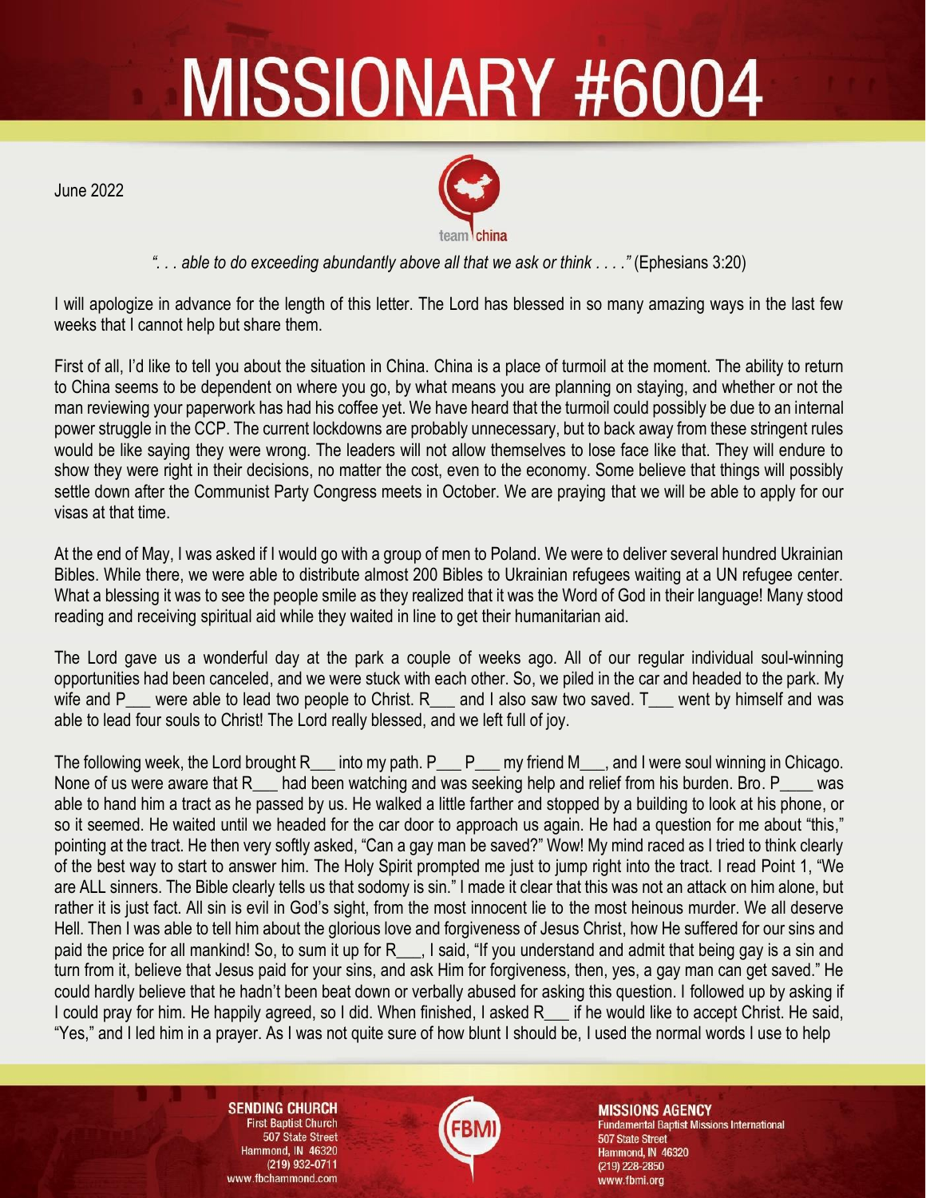# MISSIONARY #6004

June 2022

team china

*". . . able to do exceeding abundantly above all that we ask or think . . . ."* (Ephesians 3:20)

I will apologize in advance for the length of this letter. The Lord has blessed in so many amazing ways in the last few weeks that I cannot help but share them.

First of all, I'd like to tell you about the situation in China. China is a place of turmoil at the moment. The ability to return to China seems to be dependent on where you go, by what means you are planning on staying, and whether or not the man reviewing your paperwork has had his coffee yet. We have heard that the turmoil could possibly be due to an internal power struggle in the CCP. The current lockdowns are probably unnecessary, but to back away from these stringent rules would be like saying they were wrong. The leaders will not allow themselves to lose face like that. They will endure to show they were right in their decisions, no matter the cost, even to the economy. Some believe that things will possibly settle down after the Communist Party Congress meets in October. We are praying that we will be able to apply for our visas at that time.

At the end of May, I was asked if I would go with a group of men to Poland. We were to deliver several hundred Ukrainian Bibles. While there, we were able to distribute almost 200 Bibles to Ukrainian refugees waiting at a UN refugee center. What a blessing it was to see the people smile as they realized that it was the Word of God in their language! Many stood reading and receiving spiritual aid while they waited in line to get their humanitarian aid.

The Lord gave us a wonderful day at the park a couple of weeks ago. All of our regular individual soul-winning opportunities had been canceled, and we were stuck with each other. So, we piled in the car and headed to the park. My wife and P___ were able to lead two people to Christ. R___ and I also saw two saved. T___ went by himself and was able to lead four souls to Christ! The Lord really blessed, and we left full of joy.

The following week, the Lord brought R___ into my path. P___ P___ my friend M___, and I were soul winning in Chicago. None of us were aware that R___ had been watching and was seeking help and relief from his burden. Bro. P____ was able to hand him a tract as he passed by us. He walked a little farther and stopped by a building to look at his phone, or so it seemed. He waited until we headed for the car door to approach us again. He had a question for me about "this," pointing at the tract. He then very softly asked, "Can a gay man be saved?" Wow! My mind raced as I tried to think clearly of the best way to start to answer him. The Holy Spirit prompted me just to jump right into the tract. I read Point 1, "We are ALL sinners. The Bible clearly tells us that sodomy is sin." I made it clear that this was not an attack on him alone, but rather it is just fact. All sin is evil in God's sight, from the most innocent lie to the most heinous murder. We all deserve Hell. Then I was able to tell him about the glorious love and forgiveness of Jesus Christ, how He suffered for our sins and paid the price for all mankind! So, to sum it up for R___, I said, "If you understand and admit that being gay is a sin and turn from it, believe that Jesus paid for your sins, and ask Him for forgiveness, then, yes, a gay man can get saved." He could hardly believe that he hadn't been beat down or verbally abused for asking this question. I followed up by asking if I could pray for him. He happily agreed, so I did. When finished, I asked R___ if he would like to accept Christ. He said, "Yes," and I led him in a prayer. As I was not quite sure of how blunt I should be, I used the normal words I use to help

**SENDING CHURCH**
First Baptist Church
507 State Street
Hammond, IN 46320
(219) 932-0711
www.fbchammond.com

**MISSIONS AGENCY**
Fundamental Baptist Missions International
507 State Street
Hammond, IN 46320
(219) 228-2850
www.fbmi.org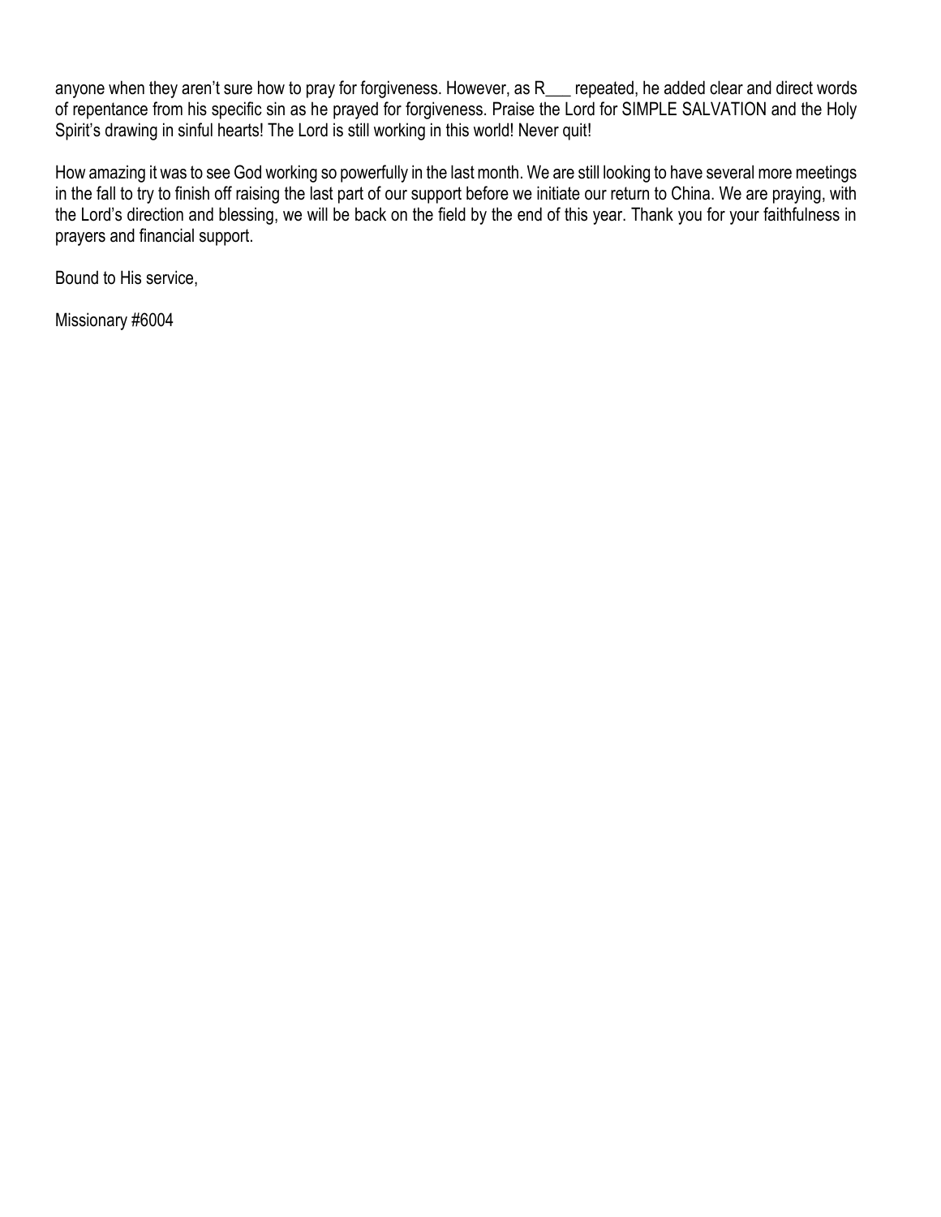anyone when they aren't sure how to pray for forgiveness. However, as R___ repeated, he added clear and direct words of repentance from his specific sin as he prayed for forgiveness. Praise the Lord for SIMPLE SALVATION and the Holy Spirit's drawing in sinful hearts! The Lord is still working in this world! Never quit!

How amazing it was to see God working so powerfully in the last month. We are still looking to have several more meetings in the fall to try to finish off raising the last part of our support before we initiate our return to China. We are praying, with the Lord's direction and blessing, we will be back on the field by the end of this year. Thank you for your faithfulness in prayers and financial support.

Bound to His service,

Missionary #6004